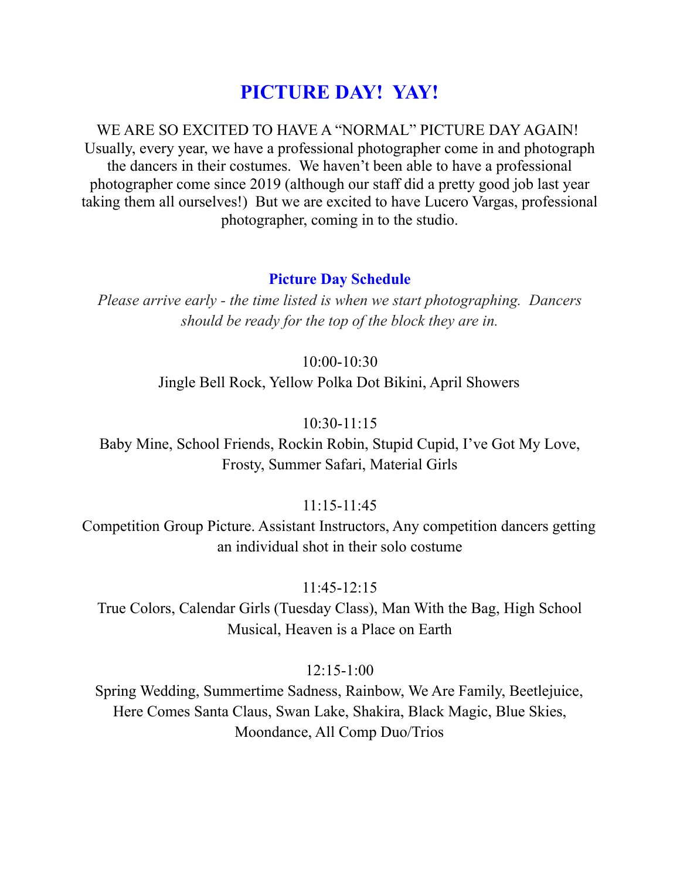# PICTURE DAY! YAY!

WE ARE SO EXCITED TO HAVE A "NORMAL" PICTURE DAY AGAIN! Usually, every year, we have a professional photographer come in and photograph the dancers in their costumes. We haven't been able to have a professional photographer come since 2019 (although our staff did a pretty good job last year taking them all ourselves!) But we are excited to have Lucero Vargas, professional photographer, coming in to the studio.

## Picture Day Schedule

*Please arrive early - the time listed is when we start photographing. Dancers should be ready for the top of the block they are in.*

10:00-10:30
Jingle Bell Rock, Yellow Polka Dot Bikini, April Showers

10:30-11:15
Baby Mine, School Friends, Rockin Robin, Stupid Cupid, I've Got My Love, Frosty, Summer Safari, Material Girls

11:15-11:45
Competition Group Picture. Assistant Instructors, Any competition dancers getting an individual shot in their solo costume

11:45-12:15
True Colors, Calendar Girls (Tuesday Class), Man With the Bag, High School Musical, Heaven is a Place on Earth

12:15-1:00
Spring Wedding, Summertime Sadness, Rainbow, We Are Family, Beetlejuice, Here Comes Santa Claus, Swan Lake, Shakira, Black Magic, Blue Skies, Moondance, All Comp Duo/Trios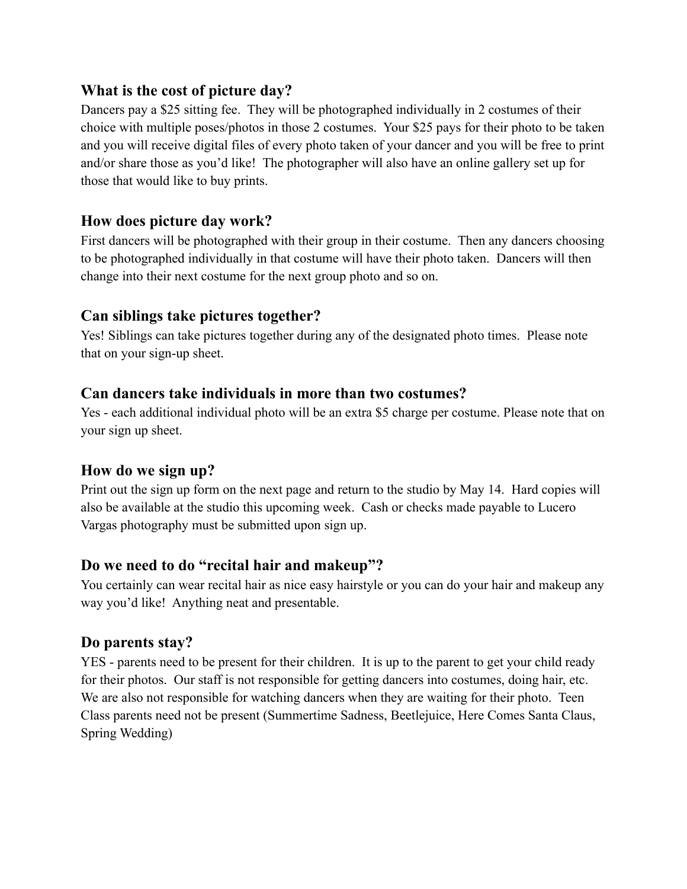### What is the cost of picture day?

Dancers pay a $25 sitting fee. They will be photographed individually in 2 costumes of their choice with multiple poses/photos in those 2 costumes. Your $25 pays for their photo to be taken and you will receive digital files of every photo taken of your dancer and you will be free to print and/or share those as you'd like! The photographer will also have an online gallery set up for those that would like to buy prints.

### How does picture day work?

First dancers will be photographed with their group in their costume. Then any dancers choosing to be photographed individually in that costume will have their photo taken. Dancers will then change into their next costume for the next group photo and so on.

### Can siblings take pictures together?

Yes! Siblings can take pictures together during any of the designated photo times. Please note that on your sign-up sheet.

### Can dancers take individuals in more than two costumes?

Yes - each additional individual photo will be an extra $5 charge per costume. Please note that on your sign up sheet.

### How do we sign up?

Print out the sign up form on the next page and return to the studio by May 14. Hard copies will also be available at the studio this upcoming week. Cash or checks made payable to Lucero Vargas photography must be submitted upon sign up.

### Do we need to do "recital hair and makeup"?

You certainly can wear recital hair as nice easy hairstyle or you can do your hair and makeup any way you'd like! Anything neat and presentable.

### Do parents stay?

YES - parents need to be present for their children. It is up to the parent to get your child ready for their photos. Our staff is not responsible for getting dancers into costumes, doing hair, etc. We are also not responsible for watching dancers when they are waiting for their photo. Teen Class parents need not be present (Summertime Sadness, Beetlejuice, Here Comes Santa Claus, Spring Wedding)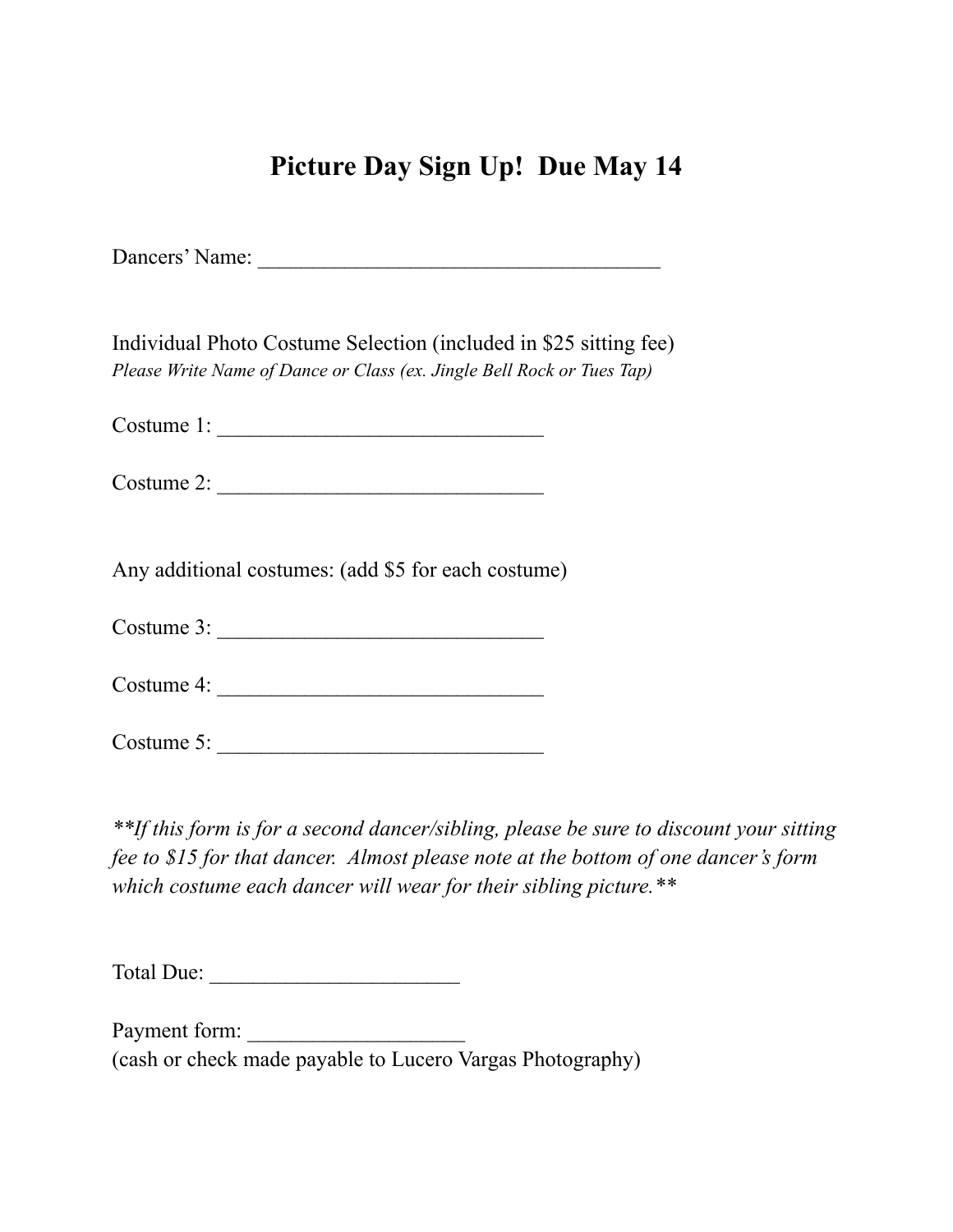# Picture Day Sign Up!  Due May 14

Dancers' Name: _____________________________________

Individual Photo Costume Selection (included in $25 sitting fee)
*Please Write Name of Dance or Class (ex. Jingle Bell Rock or Tues Tap)*

Costume 1: ______________________________

Costume 2: ______________________________

Any additional costumes: (add $5 for each costume)

Costume 3: ______________________________

Costume 4: ______________________________

Costume 5: ______________________________

***If this form is for a second dancer/sibling, please be sure to discount your sitting fee to $15 for that dancer.  Almost please note at the bottom of one dancer's form which costume each dancer will wear for their sibling picture.***

Total Due: _______________________

Payment form: ____________________
(cash or check made payable to Lucero Vargas Photography)